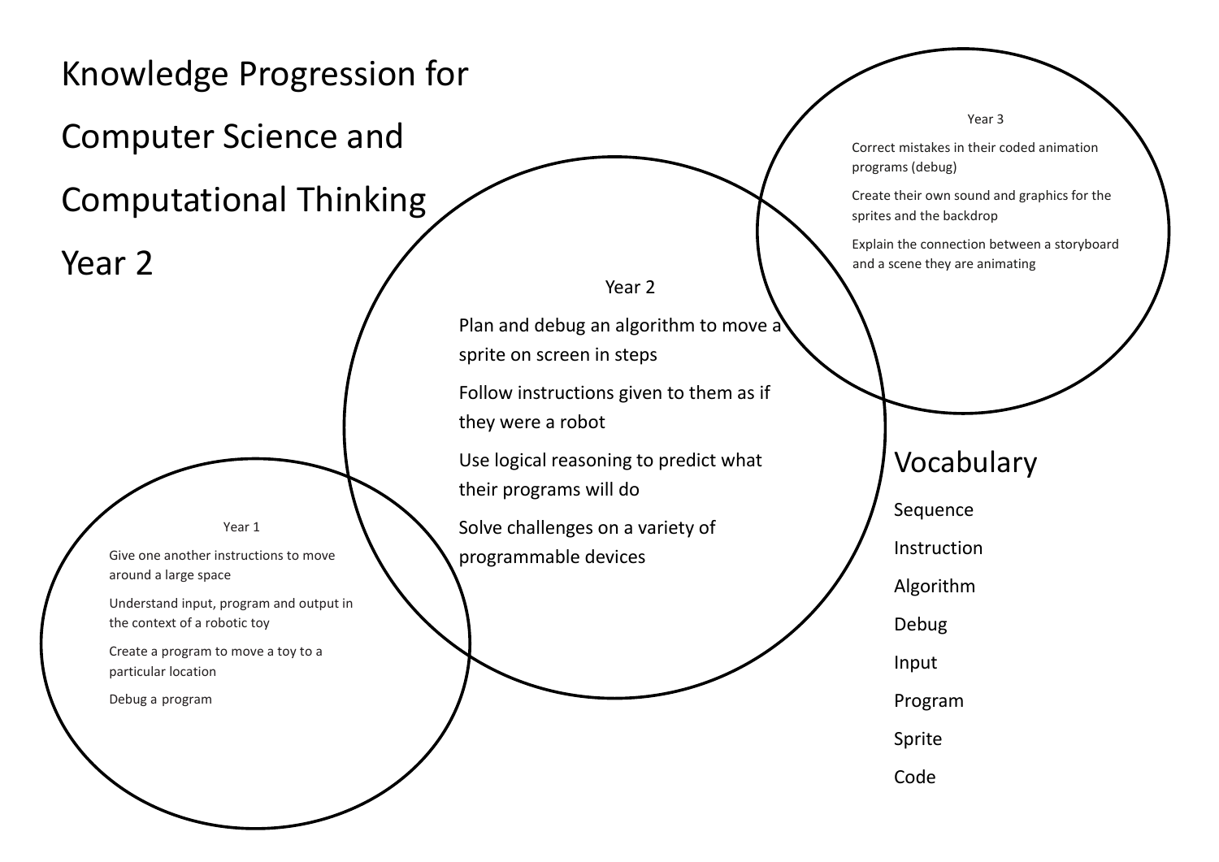# Knowledge Progression for Computer Science and Computational Thinking Year 2

## Year 1

- Give one another instructions to move around a large space
- Understand input, program and output in the context of a robotic toy
- Create a program to move a toy to a particular location
- Debug a program

## Year 2

- Plan and debug an algorithm to move a sprite on screen in steps
- Follow instructions given to them as if they were a robot
- Use logical reasoning to predict what their programs will do
- Solve challenges on a variety of programmable devices

## Year 3

- Correct mistakes in their coded animation programs (debug)
- Create their own sound and graphics for the sprites and the backdrop
- Explain the connection between a storyboard and a scene they are animating

## Vocabulary

- Sequence
- Instruction
- Algorithm
- Debug
- Input
- Program
- Sprite
- Code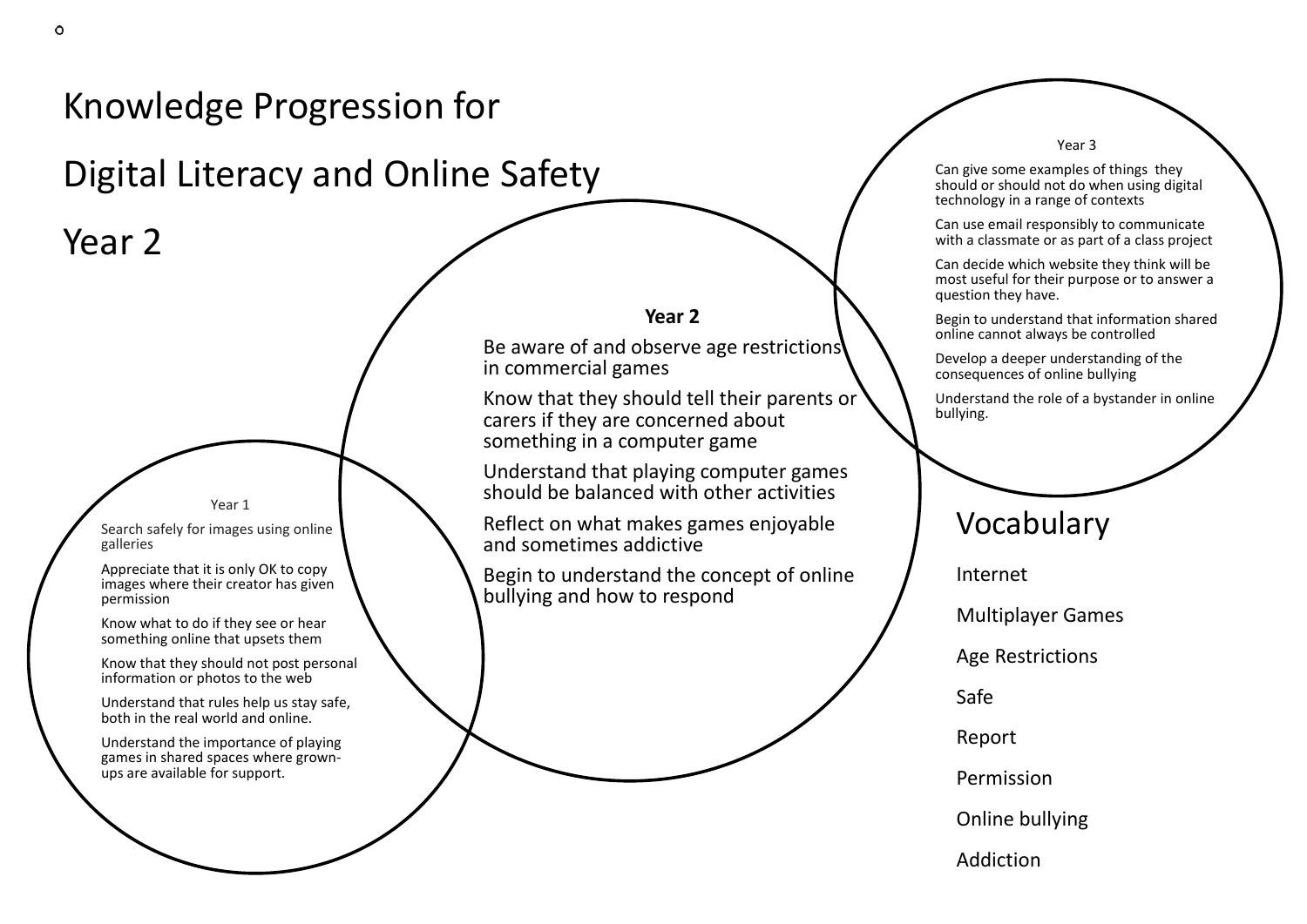# Knowledge Progression for

# Digital Literacy and Online Safety

# Year 2

### Year 1

- Search safely for images using online galleries
- Appreciate that it is only OK to copy images where their creator has given permission
- Know what to do if they see or hear something online that upsets them
- Know that they should not post personal information or photos to the web
- Understand that rules help us stay safe, both in the real world and online.
- Understand the importance of playing games in shared spaces where grown-ups are available for support.

### Year 2

- Be aware of and observe age restrictions in commercial games
- Know that they should tell their parents or carers if they are concerned about something in a computer game
- Understand that playing computer games should be balanced with other activities
- Reflect on what makes games enjoyable and sometimes addictive
- Begin to understand the concept of online bullying and how to respond

### Year 3

- Can give some examples of things they should or should not do when using digital technology in a range of contexts
- Can use email responsibly to communicate with a classmate or as part of a class project
- Can decide which website they think will be most useful for their purpose or to answer a question they have.
- Begin to understand that information shared online cannot always be controlled
- Develop a deeper understanding of the consequences of online bullying
- Understand the role of a bystander in online bullying.

## Vocabulary

- Internet
- Multiplayer Games
- Age Restrictions
- Safe
- Report
- Permission
- Online bullying
- Addiction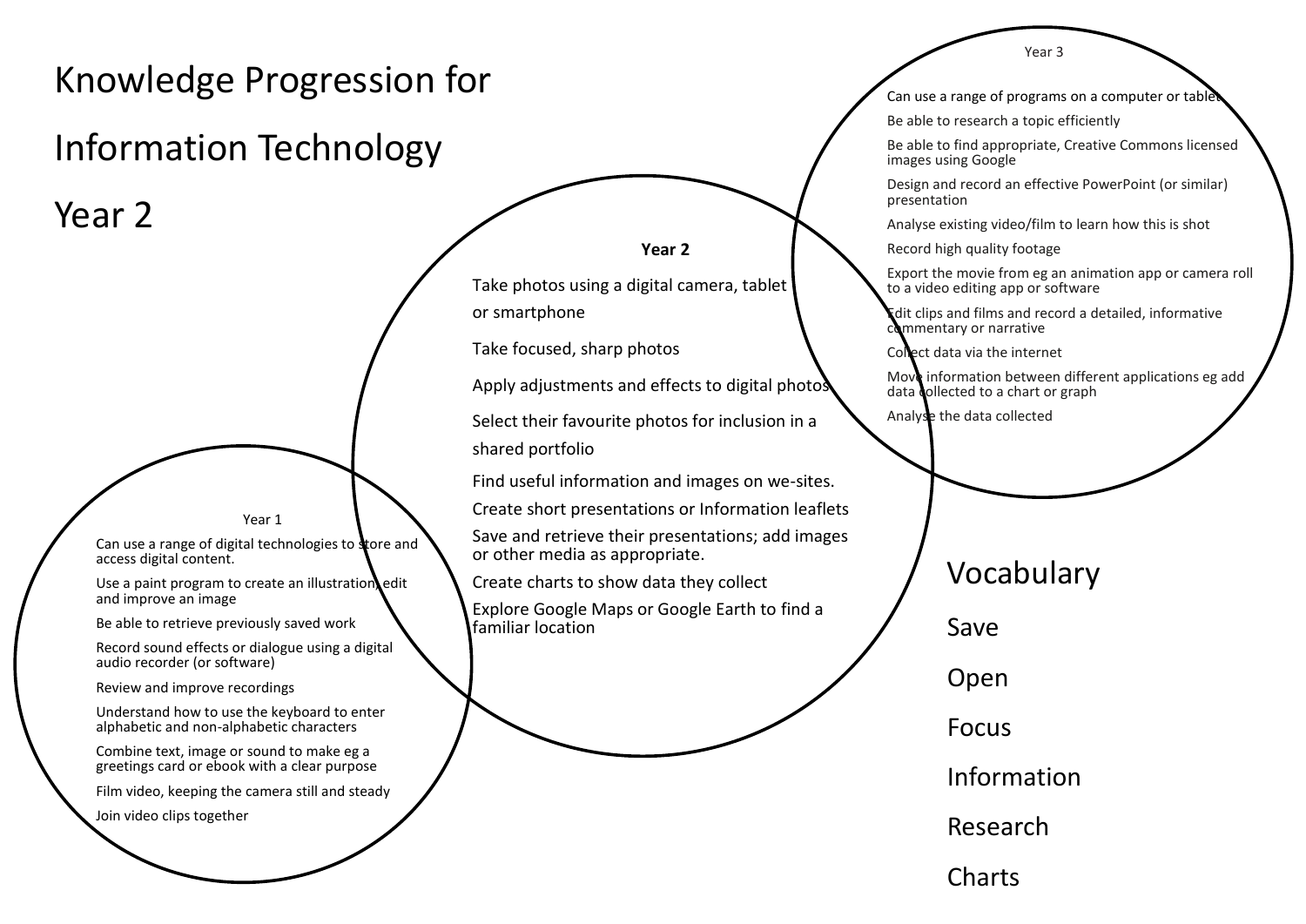# Knowledge Progression for Information Technology Year 2

## Year 1

- Can use a range of digital technologies to store and access digital content.
- Use a paint program to create an illustration, edit and improve an image
- Be able to retrieve previously saved work
- Record sound effects or dialogue using a digital audio recorder (or software)
- Review and improve recordings
- Understand how to use the keyboard to enter alphabetic and non-alphabetic characters
- Combine text, image or sound to make eg a greetings card or ebook with a clear purpose
- Film video, keeping the camera still and steady
- Join video clips together

## Year 2

- Take photos using a digital camera, tablet or smartphone
- Take focused, sharp photos
- Apply adjustments and effects to digital photos
- Select their favourite photos for inclusion in a shared portfolio
- Find useful information and images on we-sites.
- Create short presentations or Information leaflets
- Save and retrieve their presentations; add images or other media as appropriate.
- Create charts to show data they collect
- Explore Google Maps or Google Earth to find a familiar location

## Year 3

- Can use a range of programs on a computer or tablet
- Be able to research a topic efficiently
- Be able to find appropriate, Creative Commons licensed images using Google
- Design and record an effective PowerPoint (or similar) presentation
- Analyse existing video/film to learn how this is shot
- Record high quality footage
- Export the movie from eg an animation app or camera roll to a video editing app or software
- Edit clips and films and record a detailed, informative commentary or narrative
- Collect data via the internet
- Move information between different applications eg add data collected to a chart or graph
- Analyse the data collected

## Vocabulary

- Save
- Open
- Focus
- Information
- Research
- Charts